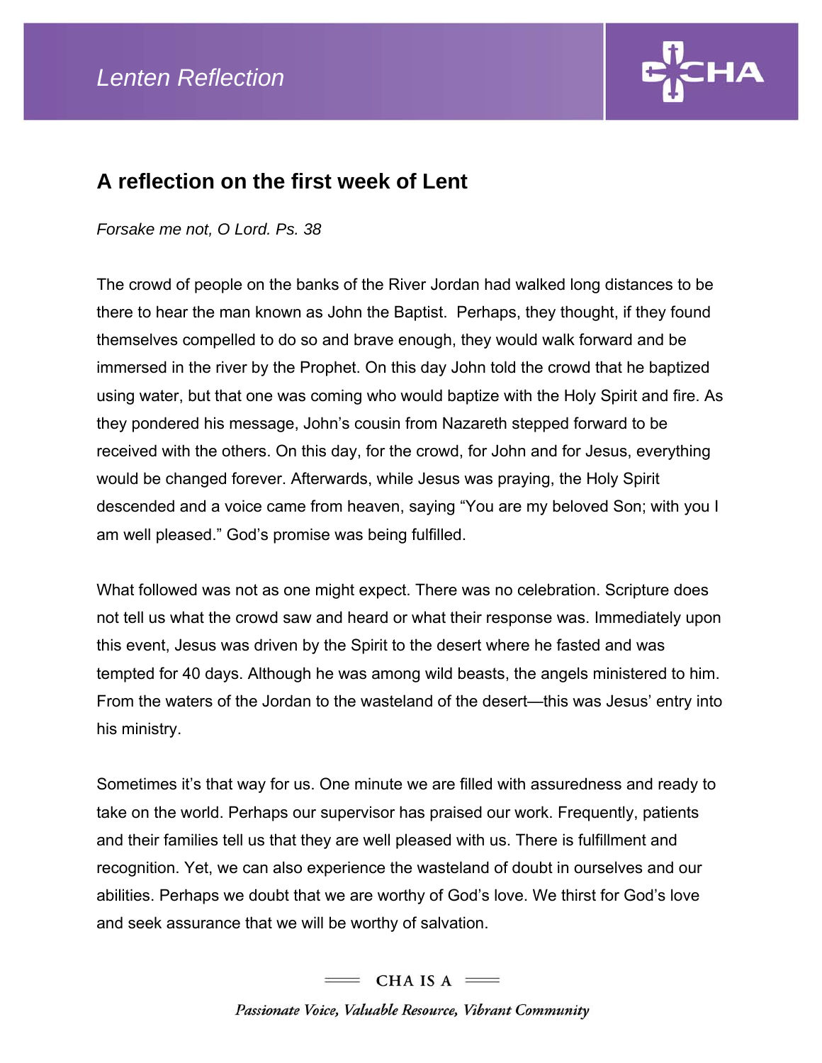# A reflection on the first week of Lent

*Forsake me not, O Lord. Ps. 38*

The crowd of people on the banks of the River Jordan had walked long distances to be there to hear the man known as John the Baptist. Perhaps, they thought, if they found themselves compelled to do so and brave enough, they would walk forward and be immersed in the river by the Prophet. On this day John told the crowd that he baptized using water, but that one was coming who would baptize with the Holy Spirit and fire. As they pondered his message, John's cousin from Nazareth stepped forward to be received with the others. On this day, for the crowd, for John and for Jesus, everything would be changed forever. Afterwards, while Jesus was praying, the Holy Spirit descended and a voice came from heaven, saying "You are my beloved Son; with you I am well pleased." God's promise was being fulfilled.

What followed was not as one might expect. There was no celebration. Scripture does not tell us what the crowd saw and heard or what their response was. Immediately upon this event, Jesus was driven by the Spirit to the desert where he fasted and was tempted for 40 days. Although he was among wild beasts, the angels ministered to him. From the waters of the Jordan to the wasteland of the desert—this was Jesus' entry into his ministry.

Sometimes it's that way for us. One minute we are filled with assuredness and ready to take on the world. Perhaps our supervisor has praised our work. Frequently, patients and their families tell us that they are well pleased with us. There is fulfillment and recognition. Yet, we can also experience the wasteland of doubt in ourselves and our abilities. Perhaps we doubt that we are worthy of God's love. We thirst for God's love and seek assurance that we will be worthy of salvation.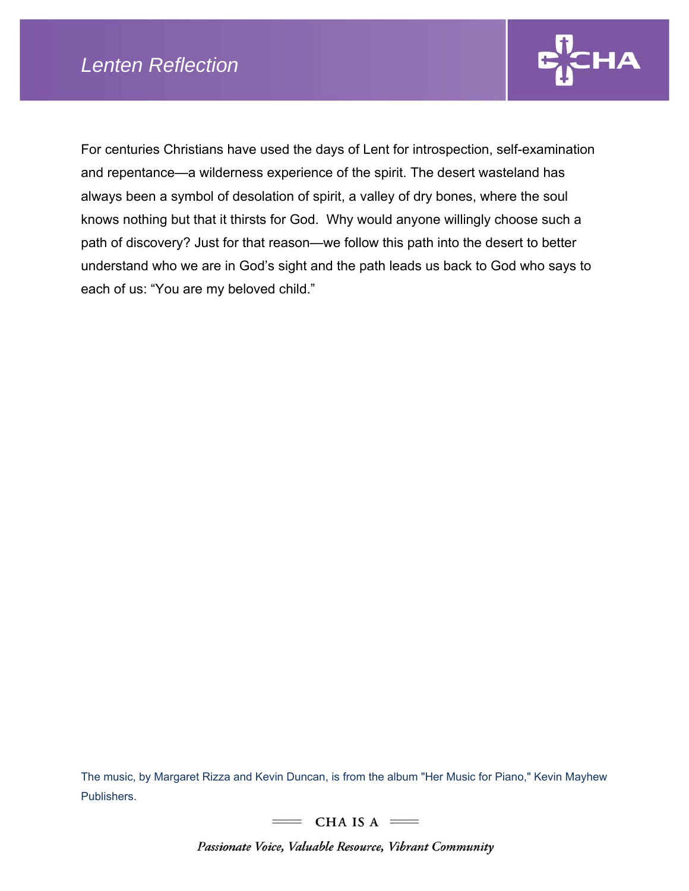# Lenten Reflection

For centuries Christians have used the days of Lent for introspection, self-examination and repentance—a wilderness experience of the spirit. The desert wasteland has always been a symbol of desolation of spirit, a valley of dry bones, where the soul knows nothing but that it thirsts for God. Why would anyone willingly choose such a path of discovery? Just for that reason—we follow this path into the desert to better understand who we are in God's sight and the path leads us back to God who says to each of us: "You are my beloved child."

The music, by Margaret Rizza and Kevin Duncan, is from the album "Her Music for Piano," Kevin Mayhew Publishers.

CHA IS A

*Passionate Voice, Valuable Resource, Vibrant Community*